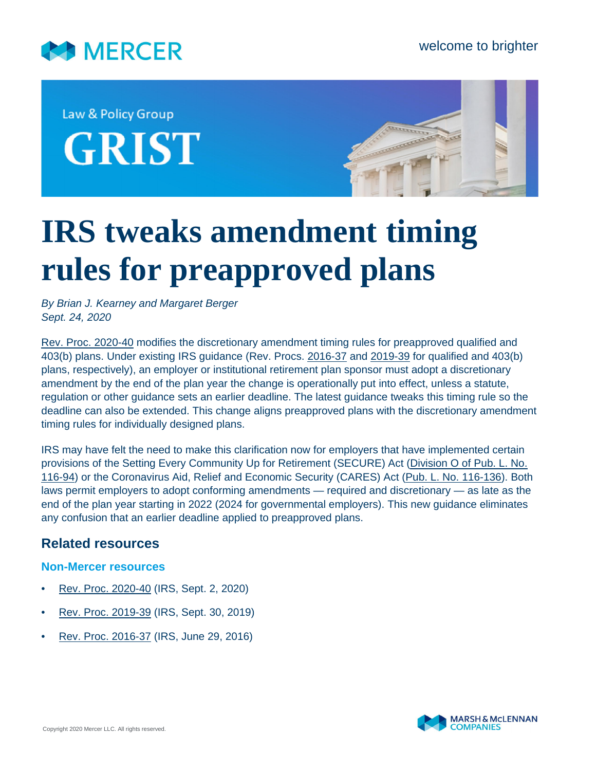Law & Policy Group

GRIST

# IRS tweaks amendment timing rules for preapproved plans

*By Brian J. Kearney and Margaret Berger*
*Sept. 24, 2020*

Rev. Proc. 2020-40 modifies the discretionary amendment timing rules for preapproved qualified and 403(b) plans. Under existing IRS guidance (Rev. Procs. 2016-37 and 2019-39 for qualified and 403(b) plans, respectively), an employer or institutional retirement plan sponsor must adopt a discretionary amendment by the end of the plan year the change is operationally put into effect, unless a statute, regulation or other guidance sets an earlier deadline. The latest guidance tweaks this timing rule so the deadline can also be extended. This change aligns preapproved plans with the discretionary amendment timing rules for individually designed plans.

IRS may have felt the need to make this clarification now for employers that have implemented certain provisions of the Setting Every Community Up for Retirement (SECURE) Act (Division O of Pub. L. No. 116-94) or the Coronavirus Aid, Relief and Economic Security (CARES) Act (Pub. L. No. 116-136). Both laws permit employers to adopt conforming amendments — required and discretionary — as late as the end of the plan year starting in 2022 (2024 for governmental employers). This new guidance eliminates any confusion that an earlier deadline applied to preapproved plans.

## Related resources

### Non-Mercer resources

- Rev. Proc. 2020-40 (IRS, Sept. 2, 2020)
- Rev. Proc. 2019-39 (IRS, Sept. 30, 2019)
- Rev. Proc. 2016-37 (IRS, June 29, 2016)

Copyright 2020 Mercer LLC. All rights reserved.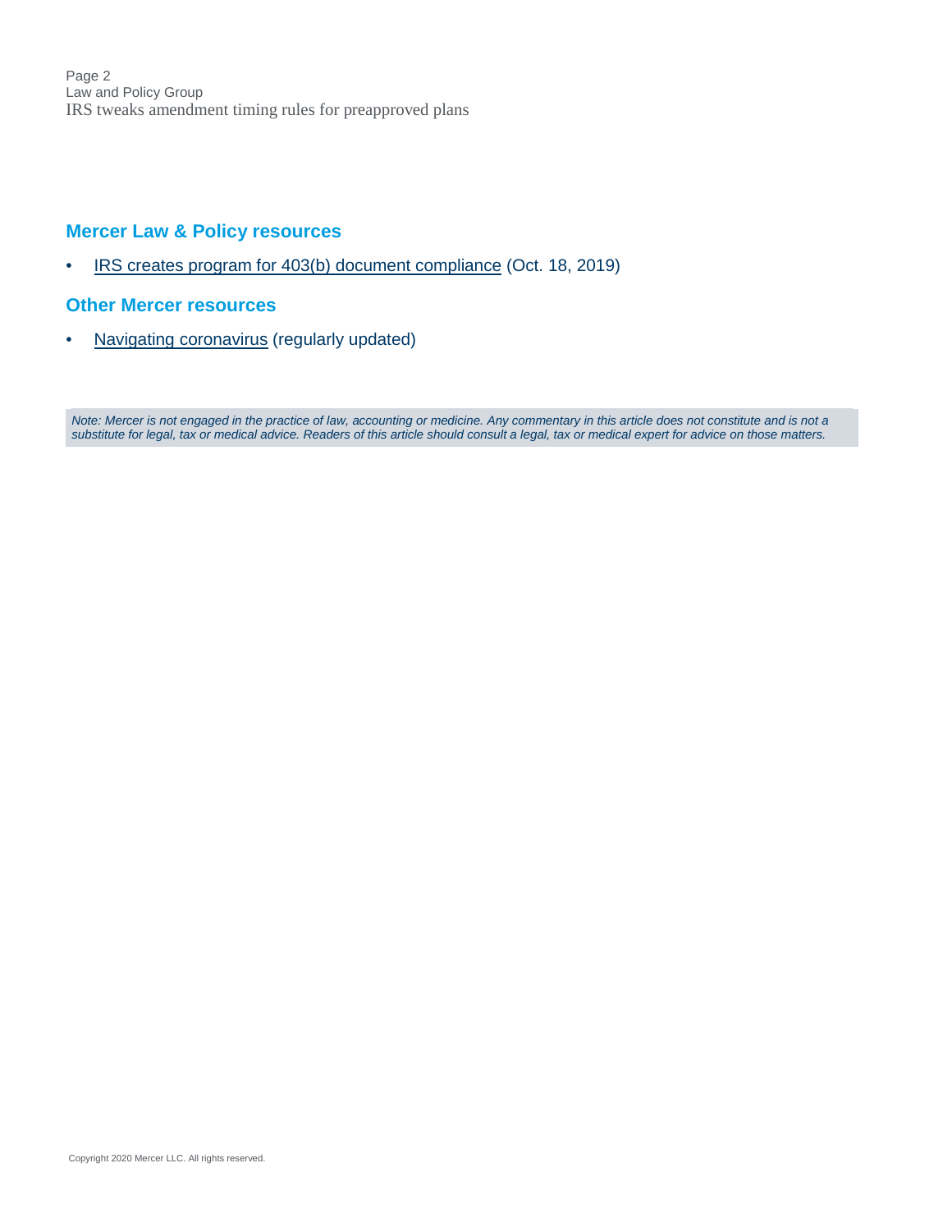## Mercer Law & Policy resources

- IRS creates program for 403(b) document compliance (Oct. 18, 2019)

## Other Mercer resources

- Navigating coronavirus (regularly updated)

*Note: Mercer is not engaged in the practice of law, accounting or medicine. Any commentary in this article does not constitute and is not a substitute for legal, tax or medical advice. Readers of this article should consult a legal, tax or medical expert for advice on those matters.*

Copyright 2020 Mercer LLC. All rights reserved.